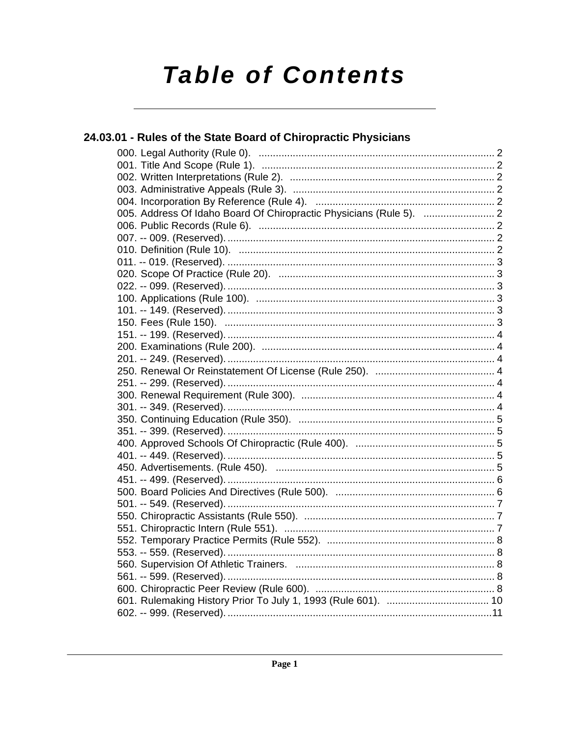# Table of Contents

## 24.03.01 - Rules of the State Board of Chiropractic Physicians

000. Legal Authority (Rule 0). .......... 2
001. Title And Scope (Rule 1). .......... 2
002. Written Interpretations (Rule 2). .......... 2
003. Administrative Appeals (Rule 3). .......... 2
004. Incorporation By Reference (Rule 4). .......... 2
005. Address Of Idaho Board Of Chiropractic Physicians (Rule 5). .......... 2
006. Public Records (Rule 6). .......... 2
007. -- 009. (Reserved). .......... 2
010. Definition (Rule 10). .......... 2
011. -- 019. (Reserved). .......... 3
020. Scope Of Practice (Rule 20). .......... 3
022. -- 099. (Reserved). .......... 3
100. Applications (Rule 100). .......... 3
101. -- 149. (Reserved). .......... 3
150. Fees (Rule 150). .......... 3
151. -- 199. (Reserved). .......... 4
200. Examinations (Rule 200). .......... 4
201. -- 249. (Reserved). .......... 4
250. Renewal Or Reinstatement Of License (Rule 250). .......... 4
251. -- 299. (Reserved). .......... 4
300. Renewal Requirement (Rule 300). .......... 4
301. -- 349. (Reserved). .......... 4
350. Continuing Education (Rule 350). .......... 5
351. -- 399. (Reserved). .......... 5
400. Approved Schools Of Chiropractic (Rule 400). .......... 5
401. -- 449. (Reserved). .......... 5
450. Advertisements. (Rule 450). .......... 5
451. -- 499. (Reserved). .......... 6
500. Board Policies And Directives (Rule 500). .......... 6
501. -- 549. (Reserved). .......... 7
550. Chiropractic Assistants (Rule 550). .......... 7
551. Chiropractic Intern (Rule 551). .......... 7
552. Temporary Practice Permits (Rule 552). .......... 8
553. -- 559. (Reserved). .......... 8
560. Supervision Of Athletic Trainers. .......... 8
561. -- 599. (Reserved). .......... 8
600. Chiropractic Peer Review (Rule 600). .......... 8
601. Rulemaking History Prior To July 1, 1993 (Rule 601). .......... 10
602. -- 999. (Reserved). .......... 11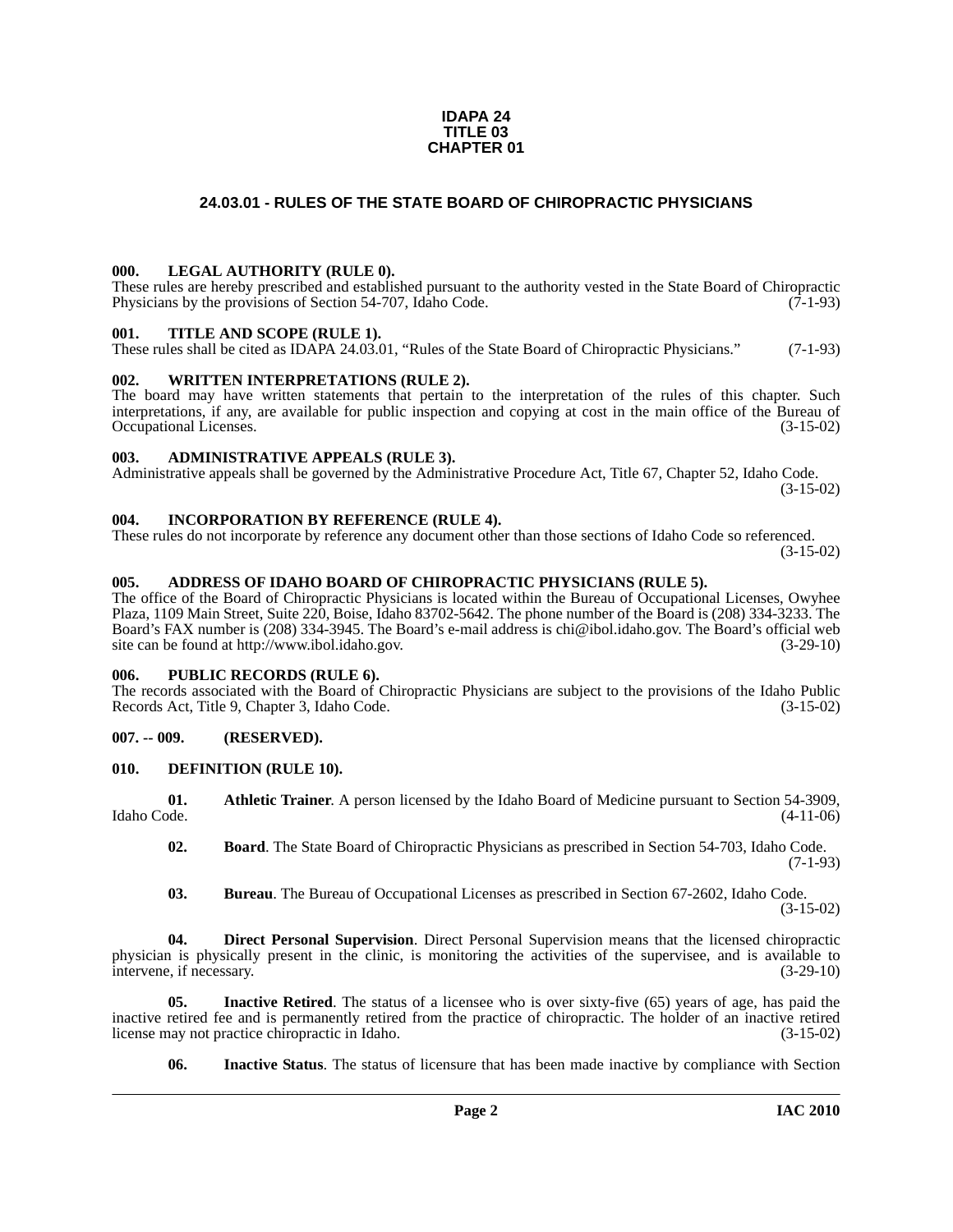**IDAPA 24**
**TITLE 03**
**CHAPTER 01**

# 24.03.01 - RULES OF THE STATE BOARD OF CHIROPRACTIC PHYSICIANS

### 000. LEGAL AUTHORITY (RULE 0).

These rules are hereby prescribed and established pursuant to the authority vested in the State Board of Chiropractic Physicians by the provisions of Section 54-707, Idaho Code. (7-1-93)

### 001. TITLE AND SCOPE (RULE 1).

These rules shall be cited as IDAPA 24.03.01, "Rules of the State Board of Chiropractic Physicians." (7-1-93)

### 002. WRITTEN INTERPRETATIONS (RULE 2).

The board may have written statements that pertain to the interpretation of the rules of this chapter. Such interpretations, if any, are available for public inspection and copying at cost in the main office of the Bureau of Occupational Licenses. (3-15-02)

### 003. ADMINISTRATIVE APPEALS (RULE 3).

Administrative appeals shall be governed by the Administrative Procedure Act, Title 67, Chapter 52, Idaho Code. (3-15-02)

### 004. INCORPORATION BY REFERENCE (RULE 4).

These rules do not incorporate by reference any document other than those sections of Idaho Code so referenced. (3-15-02)

### 005. ADDRESS OF IDAHO BOARD OF CHIROPRACTIC PHYSICIANS (RULE 5).

The office of the Board of Chiropractic Physicians is located within the Bureau of Occupational Licenses, Owyhee Plaza, 1109 Main Street, Suite 220, Boise, Idaho 83702-5642. The phone number of the Board is (208) 334-3233. The Board's FAX number is (208) 334-3945. The Board's e-mail address is chi@ibol.idaho.gov. The Board's official web site can be found at http://www.ibol.idaho.gov. (3-29-10)

### 006. PUBLIC RECORDS (RULE 6).

The records associated with the Board of Chiropractic Physicians are subject to the provisions of the Idaho Public Records Act, Title 9, Chapter 3, Idaho Code. (3-15-02)

### 007. -- 009. (RESERVED).

### 010. DEFINITION (RULE 10).

**01. Athletic Trainer**. A person licensed by the Idaho Board of Medicine pursuant to Section 54-3909, Idaho Code. (4-11-06)

**02. Board**. The State Board of Chiropractic Physicians as prescribed in Section 54-703, Idaho Code. (7-1-93)

**03. Bureau**. The Bureau of Occupational Licenses as prescribed in Section 67-2602, Idaho Code. (3-15-02)

**04. Direct Personal Supervision**. Direct Personal Supervision means that the licensed chiropractic physician is physically present in the clinic, is monitoring the activities of the supervisee, and is available to intervene, if necessary. (3-29-10)

**05. Inactive Retired**. The status of a licensee who is over sixty-five (65) years of age, has paid the inactive retired fee and is permanently retired from the practice of chiropractic. The holder of an inactive retired license may not practice chiropractic in Idaho. (3-15-02)

**06. Inactive Status**. The status of licensure that has been made inactive by compliance with Section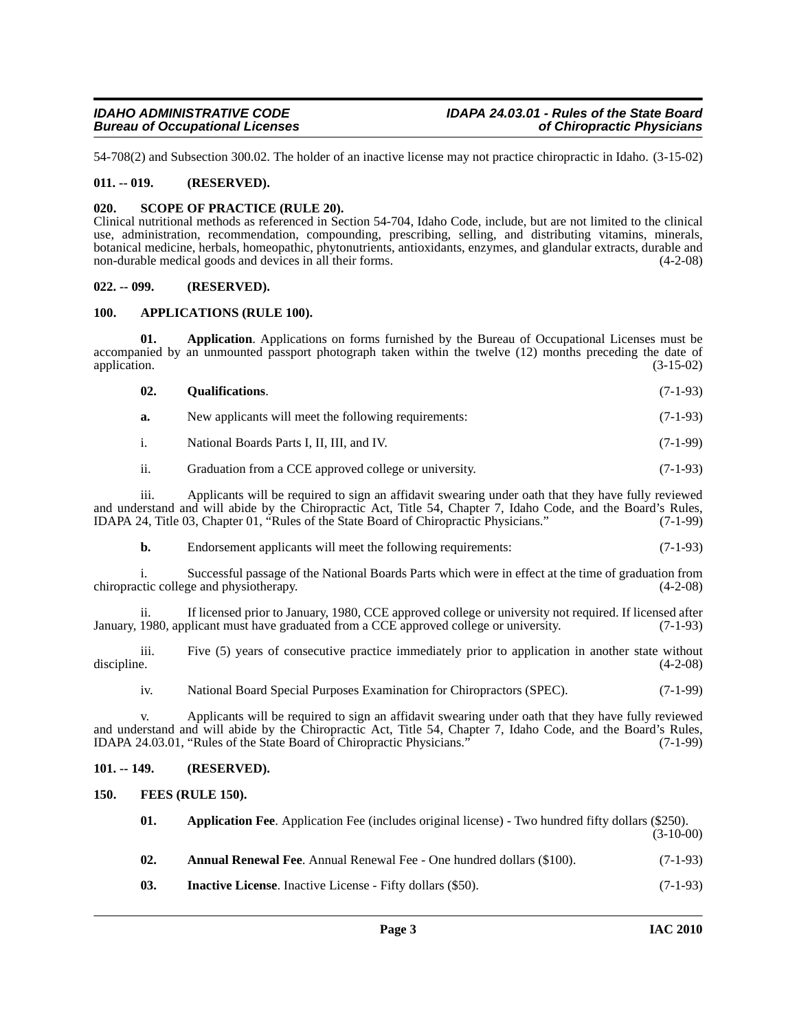54-708(2) and Subsection 300.02. The holder of an inactive license may not practice chiropractic in Idaho. (3-15-02)

### 011. -- 019. (RESERVED).

### 020. SCOPE OF PRACTICE (RULE 20).

Clinical nutritional methods as referenced in Section 54-704, Idaho Code, include, but are not limited to the clinical use, administration, recommendation, compounding, prescribing, selling, and distributing vitamins, minerals, botanical medicine, herbals, homeopathic, phytonutrients, antioxidants, enzymes, and glandular extracts, durable and non-durable medical goods and devices in all their forms. (4-2-08)

### 022. -- 099. (RESERVED).

### 100. APPLICATIONS (RULE 100).

**01. Application**. Applications on forms furnished by the Bureau of Occupational Licenses must be accompanied by an unmounted passport photograph taken within the twelve (12) months preceding the date of application. (3-15-02)

**02. Qualifications**. (7-1-93)

**a.** New applicants will meet the following requirements: (7-1-93)

i. National Boards Parts I, II, III, and IV. (7-1-99)

ii. Graduation from a CCE approved college or university. (7-1-93)

iii. Applicants will be required to sign an affidavit swearing under oath that they have fully reviewed and understand and will abide by the Chiropractic Act, Title 54, Chapter 7, Idaho Code, and the Board's Rules, IDAPA 24, Title 03, Chapter 01, "Rules of the State Board of Chiropractic Physicians." (7-1-99)

**b.** Endorsement applicants will meet the following requirements: (7-1-93)

i. Successful passage of the National Boards Parts which were in effect at the time of graduation from chiropractic college and physiotherapy. (4-2-08)

ii. If licensed prior to January, 1980, CCE approved college or university not required. If licensed after January, 1980, applicant must have graduated from a CCE approved college or university. (7-1-93)

iii. Five (5) years of consecutive practice immediately prior to application in another state without discipline. (4-2-08)

iv. National Board Special Purposes Examination for Chiropractors (SPEC). (7-1-99)

v. Applicants will be required to sign an affidavit swearing under oath that they have fully reviewed and understand and will abide by the Chiropractic Act, Title 54, Chapter 7, Idaho Code, and the Board's Rules, IDAPA 24.03.01, "Rules of the State Board of Chiropractic Physicians." (7-1-99)

### 101. -- 149. (RESERVED).

### 150. FEES (RULE 150).

**01. Application Fee**. Application Fee (includes original license) - Two hundred fifty dollars ($250). (3-10-00)

**02. Annual Renewal Fee**. Annual Renewal Fee - One hundred dollars ($100). (7-1-93)

**03. Inactive License**. Inactive License - Fifty dollars ($50). (7-1-93)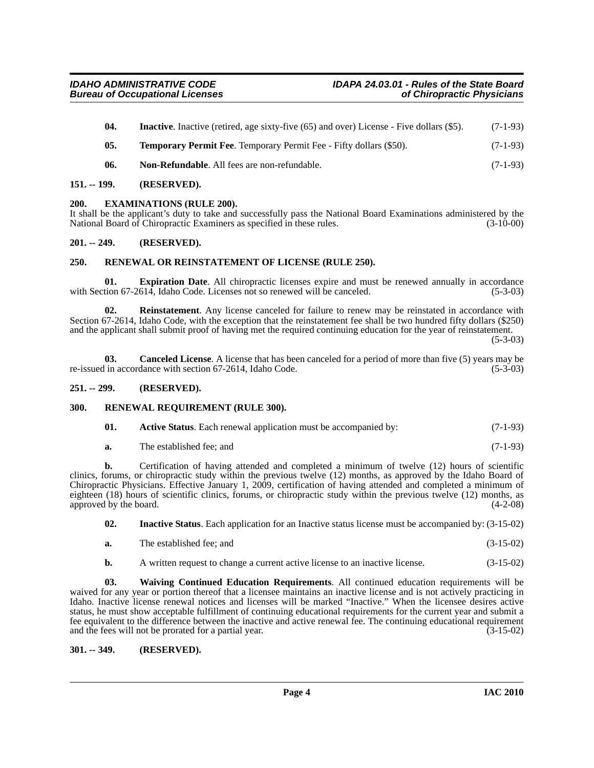**04. Inactive**. Inactive (retired, age sixty-five (65) and over) License - Five dollars ($5). (7-1-93)

**05. Temporary Permit Fee**. Temporary Permit Fee - Fifty dollars ($50). (7-1-93)

**06. Non-Refundable**. All fees are non-refundable. (7-1-93)

## 151. -- 199. (RESERVED).

## 200. EXAMINATIONS (RULE 200).

It shall be the applicant's duty to take and successfully pass the National Board Examinations administered by the National Board of Chiropractic Examiners as specified in these rules. (3-10-00)

## 201. -- 249. (RESERVED).

## 250. RENEWAL OR REINSTATEMENT OF LICENSE (RULE 250).

**01. Expiration Date**. All chiropractic licenses expire and must be renewed annually in accordance with Section 67-2614, Idaho Code. Licenses not so renewed will be canceled. (5-3-03)

**02. Reinstatement**. Any license canceled for failure to renew may be reinstated in accordance with Section 67-2614, Idaho Code, with the exception that the reinstatement fee shall be two hundred fifty dollars ($250) and the applicant shall submit proof of having met the required continuing education for the year of reinstatement. (5-3-03)

**03. Canceled License**. A license that has been canceled for a period of more than five (5) years may be re-issued in accordance with section 67-2614, Idaho Code. (5-3-03)

## 251. -- 299. (RESERVED).

## 300. RENEWAL REQUIREMENT (RULE 300).

**01. Active Status**. Each renewal application must be accompanied by: (7-1-93)

**a.** The established fee; and (7-1-93)

**b.** Certification of having attended and completed a minimum of twelve (12) hours of scientific clinics, forums, or chiropractic study within the previous twelve (12) months, as approved by the Idaho Board of Chiropractic Physicians. Effective January 1, 2009, certification of having attended and completed a minimum of eighteen (18) hours of scientific clinics, forums, or chiropractic study within the previous twelve (12) months, as approved by the board. (4-2-08)

**02. Inactive Status**. Each application for an Inactive status license must be accompanied by: (3-15-02)

**a.** The established fee; and (3-15-02)

**b.** A written request to change a current active license to an inactive license. (3-15-02)

**03. Waiving Continued Education Requirements**. All continued education requirements will be waived for any year or portion thereof that a licensee maintains an inactive license and is not actively practicing in Idaho. Inactive license renewal notices and licenses will be marked "Inactive." When the licensee desires active status, he must show acceptable fulfillment of continuing educational requirements for the current year and submit a fee equivalent to the difference between the inactive and active renewal fee. The continuing educational requirement and the fees will not be prorated for a partial year. (3-15-02)

## 301. -- 349. (RESERVED).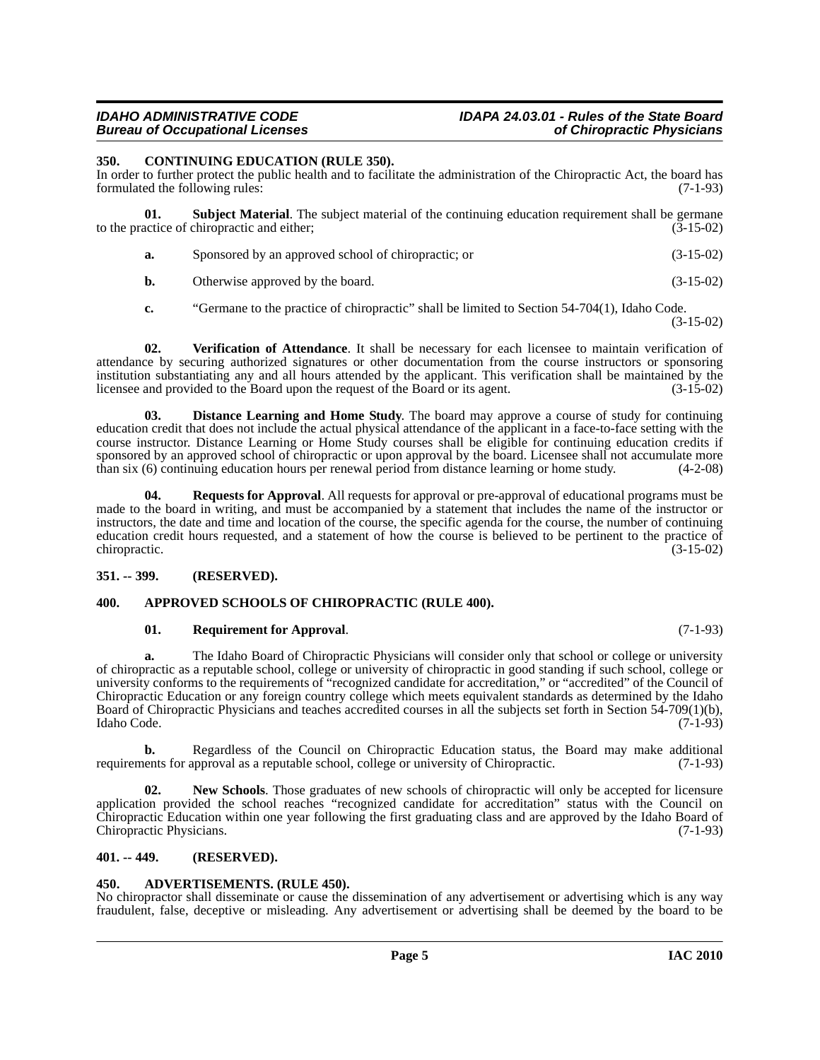## 350. CONTINUING EDUCATION (RULE 350).

In order to further protect the public health and to facilitate the administration of the Chiropractic Act, the board has formulated the following rules: (7-1-93)

**01. Subject Material**. The subject material of the continuing education requirement shall be germane to the practice of chiropractic and either; (3-15-02)

**a.** Sponsored by an approved school of chiropractic; or (3-15-02)

**b.** Otherwise approved by the board. (3-15-02)

**c.** "Germane to the practice of chiropractic" shall be limited to Section 54-704(1), Idaho Code. (3-15-02)

**02. Verification of Attendance**. It shall be necessary for each licensee to maintain verification of attendance by securing authorized signatures or other documentation from the course instructors or sponsoring institution substantiating any and all hours attended by the applicant. This verification shall be maintained by the licensee and provided to the Board upon the request of the Board or its agent. (3-15-02)

**03. Distance Learning and Home Study**. The board may approve a course of study for continuing education credit that does not include the actual physical attendance of the applicant in a face-to-face setting with the course instructor. Distance Learning or Home Study courses shall be eligible for continuing education credits if sponsored by an approved school of chiropractic or upon approval by the board. Licensee shall not accumulate more than six (6) continuing education hours per renewal period from distance learning or home study. (4-2-08)

**04. Requests for Approval**. All requests for approval or pre-approval of educational programs must be made to the board in writing, and must be accompanied by a statement that includes the name of the instructor or instructors, the date and time and location of the course, the specific agenda for the course, the number of continuing education credit hours requested, and a statement of how the course is believed to be pertinent to the practice of chiropractic. (3-15-02)

## 351. -- 399. (RESERVED).

## 400. APPROVED SCHOOLS OF CHIROPRACTIC (RULE 400).

**01. Requirement for Approval**. (7-1-93)

**a.** The Idaho Board of Chiropractic Physicians will consider only that school or college or university of chiropractic as a reputable school, college or university of chiropractic in good standing if such school, college or university conforms to the requirements of "recognized candidate for accreditation," or "accredited" of the Council of Chiropractic Education or any foreign country college which meets equivalent standards as determined by the Idaho Board of Chiropractic Physicians and teaches accredited courses in all the subjects set forth in Section 54-709(1)(b), Idaho Code. (7-1-93)

**b.** Regardless of the Council on Chiropractic Education status, the Board may make additional requirements for approval as a reputable school, college or university of Chiropractic. (7-1-93)

**02. New Schools**. Those graduates of new schools of chiropractic will only be accepted for licensure application provided the school reaches "recognized candidate for accreditation" status with the Council on Chiropractic Education within one year following the first graduating class and are approved by the Idaho Board of Chiropractic Physicians. (7-1-93)

## 401. -- 449. (RESERVED).

## 450. ADVERTISEMENTS. (RULE 450).

No chiropractor shall disseminate or cause the dissemination of any advertisement or advertising which is any way fraudulent, false, deceptive or misleading. Any advertisement or advertising shall be deemed by the board to be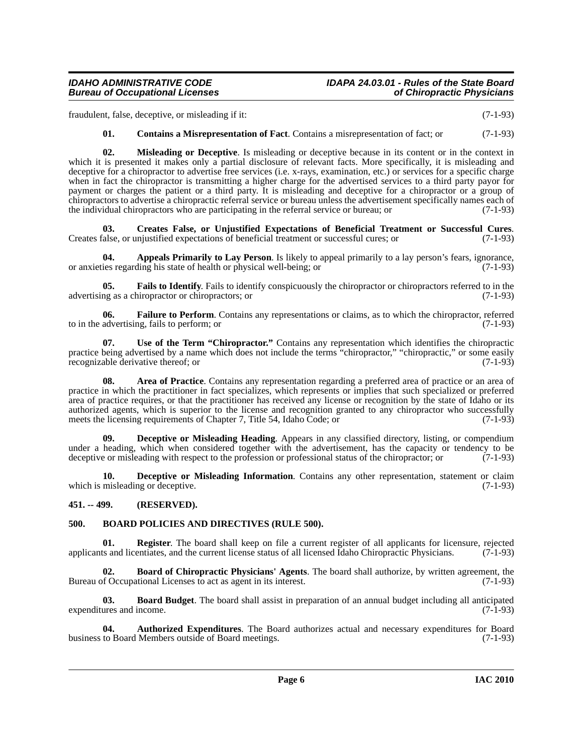fraudulent, false, deceptive, or misleading if it: (7-1-93)

**01. Contains a Misrepresentation of Fact**. Contains a misrepresentation of fact; or (7-1-93)

**02. Misleading or Deceptive**. Is misleading or deceptive because in its content or in the context in which it is presented it makes only a partial disclosure of relevant facts. More specifically, it is misleading and deceptive for a chiropractor to advertise free services (i.e. x-rays, examination, etc.) or services for a specific charge when in fact the chiropractor is transmitting a higher charge for the advertised services to a third party payor for payment or charges the patient or a third party. It is misleading and deceptive for a chiropractor or a group of chiropractors to advertise a chiropractic referral service or bureau unless the advertisement specifically names each of the individual chiropractors who are participating in the referral service or bureau; or (7-1-93)

**03. Creates False, or Unjustified Expectations of Beneficial Treatment or Successful Cures**. Creates false, or unjustified expectations of beneficial treatment or successful cures; or (7-1-93)

**04. Appeals Primarily to Lay Person**. Is likely to appeal primarily to a lay person's fears, ignorance, or anxieties regarding his state of health or physical well-being; or (7-1-93)

**05. Fails to Identify**. Fails to identify conspicuously the chiropractor or chiropractors referred to in the advertising as a chiropractor or chiropractors; or (7-1-93)

**06. Failure to Perform**. Contains any representations or claims, as to which the chiropractor, referred to in the advertising, fails to perform; or (7-1-93)

**07. Use of the Term "Chiropractor."** Contains any representation which identifies the chiropractic practice being advertised by a name which does not include the terms "chiropractor," "chiropractic," or some easily recognizable derivative thereof; or (7-1-93)

**08. Area of Practice**. Contains any representation regarding a preferred area of practice or an area of practice in which the practitioner in fact specializes, which represents or implies that such specialized or preferred area of practice requires, or that the practitioner has received any license or recognition by the state of Idaho or its authorized agents, which is superior to the license and recognition granted to any chiropractor who successfully meets the licensing requirements of Chapter 7, Title 54, Idaho Code; or (7-1-93)

**09. Deceptive or Misleading Heading**. Appears in any classified directory, listing, or compendium under a heading, which when considered together with the advertisement, has the capacity or tendency to be deceptive or misleading with respect to the profession or professional status of the chiropractor; or (7-1-93)

**10. Deceptive or Misleading Information**. Contains any other representation, statement or claim which is misleading or deceptive. (7-1-93)

## 451. -- 499. (RESERVED).

## 500. BOARD POLICIES AND DIRECTIVES (RULE 500).

**01. Register**. The board shall keep on file a current register of all applicants for licensure, rejected applicants and licentiates, and the current license status of all licensed Idaho Chiropractic Physicians. (7-1-93)

**02. Board of Chiropractic Physicians' Agents**. The board shall authorize, by written agreement, the Bureau of Occupational Licenses to act as agent in its interest. (7-1-93)

**03. Board Budget**. The board shall assist in preparation of an annual budget including all anticipated expenditures and income. (7-1-93)

**04. Authorized Expenditures**. The Board authorizes actual and necessary expenditures for Board business to Board Members outside of Board meetings. (7-1-93)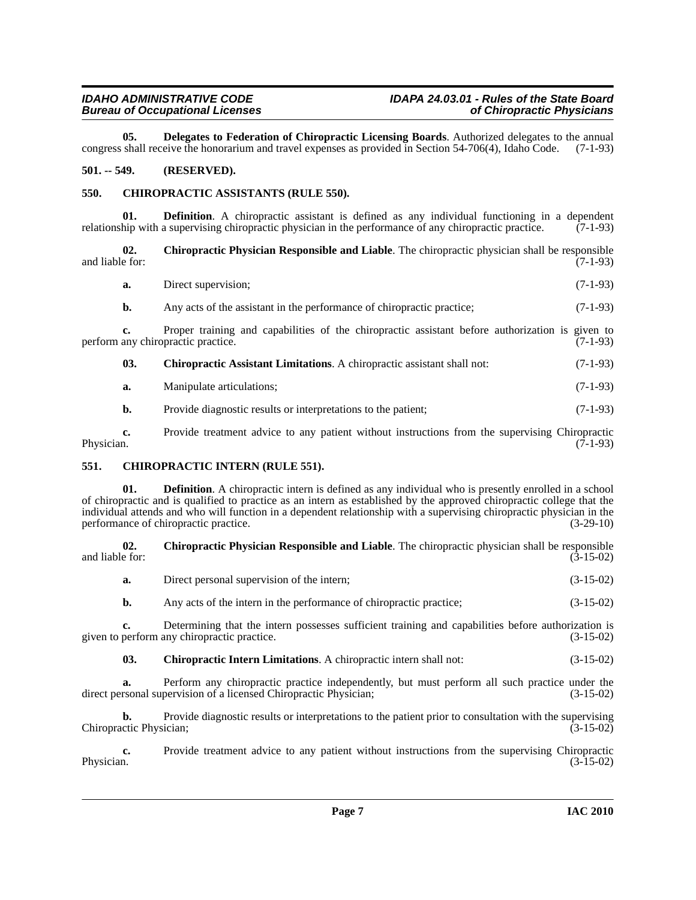**05. Delegates to Federation of Chiropractic Licensing Boards**. Authorized delegates to the annual congress shall receive the honorarium and travel expenses as provided in Section 54-706(4), Idaho Code. (7-1-93)

## 501. -- 549. (RESERVED).

## 550. CHIROPRACTIC ASSISTANTS (RULE 550).

**01. Definition**. A chiropractic assistant is defined as any individual functioning in a dependent relationship with a supervising chiropractic physician in the performance of any chiropractic practice. (7-1-93)

**02. Chiropractic Physician Responsible and Liable**. The chiropractic physician shall be responsible and liable for: (7-1-93)

**a.** Direct supervision; (7-1-93)

**b.** Any acts of the assistant in the performance of chiropractic practice; (7-1-93)

**c.** Proper training and capabilities of the chiropractic assistant before authorization is given to perform any chiropractic practice. (7-1-93)

**03. Chiropractic Assistant Limitations**. A chiropractic assistant shall not: (7-1-93)

**a.** Manipulate articulations; (7-1-93)

**b.** Provide diagnostic results or interpretations to the patient; (7-1-93)

**c.** Provide treatment advice to any patient without instructions from the supervising Chiropractic Physician. (7-1-93)

## 551. CHIROPRACTIC INTERN (RULE 551).

**01. Definition**. A chiropractic intern is defined as any individual who is presently enrolled in a school of chiropractic and is qualified to practice as an intern as established by the approved chiropractic college that the individual attends and who will function in a dependent relationship with a supervising chiropractic physician in the performance of chiropractic practice. (3-29-10)

**02. Chiropractic Physician Responsible and Liable**. The chiropractic physician shall be responsible and liable for: (3-15-02)

**a.** Direct personal supervision of the intern; (3-15-02)

**b.** Any acts of the intern in the performance of chiropractic practice; (3-15-02)

**c.** Determining that the intern possesses sufficient training and capabilities before authorization is given to perform any chiropractic practice. (3-15-02)

**03. Chiropractic Intern Limitations**. A chiropractic intern shall not: (3-15-02)

**a.** Perform any chiropractic practice independently, but must perform all such practice under the direct personal supervision of a licensed Chiropractic Physician; (3-15-02)

**b.** Provide diagnostic results or interpretations to the patient prior to consultation with the supervising Chiropractic Physician; (3-15-02)

**c.** Provide treatment advice to any patient without instructions from the supervising Chiropractic Physician. (3-15-02)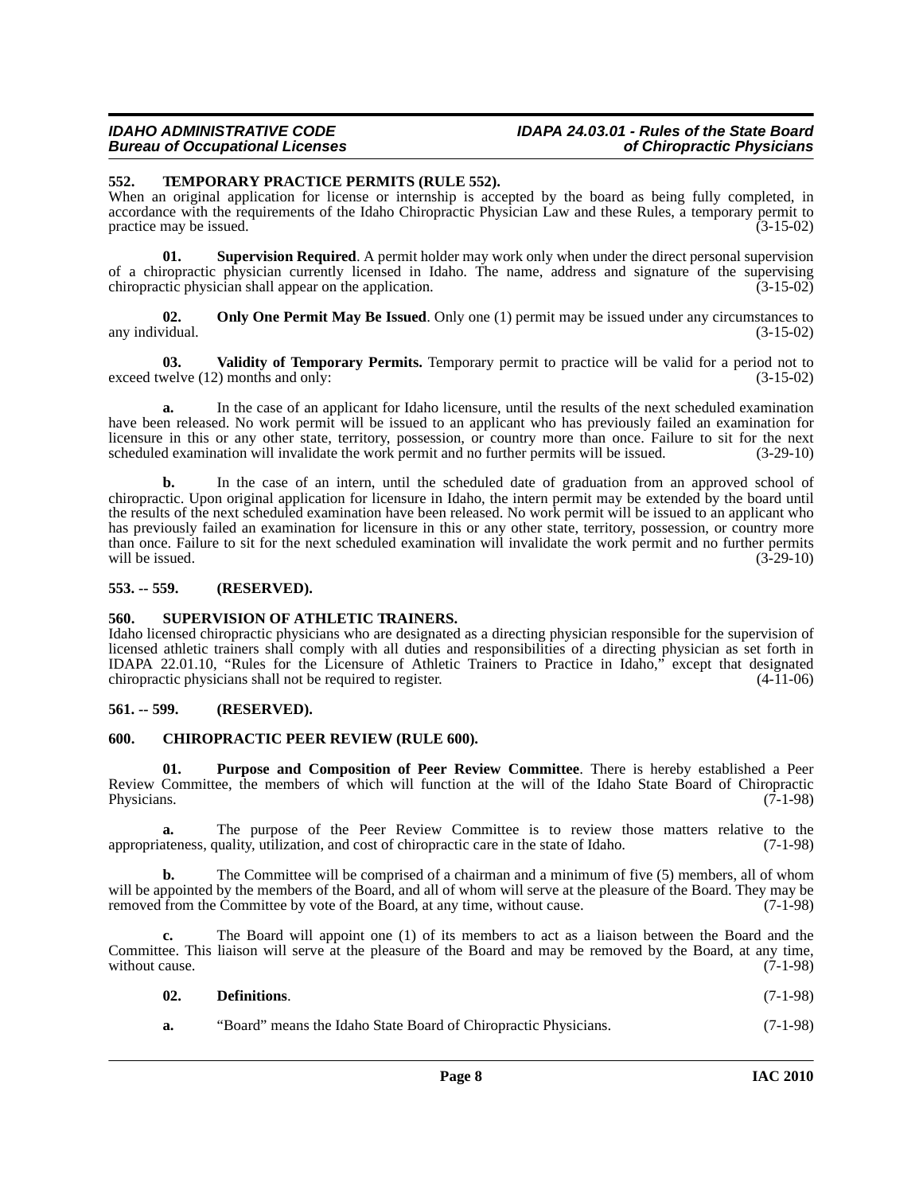## 552. TEMPORARY PRACTICE PERMITS (RULE 552).

When an original application for license or internship is accepted by the board as being fully completed, in accordance with the requirements of the Idaho Chiropractic Physician Law and these Rules, a temporary permit to practice may be issued. (3-15-02)

**01. Supervision Required**. A permit holder may work only when under the direct personal supervision of a chiropractic physician currently licensed in Idaho. The name, address and signature of the supervising chiropractic physician shall appear on the application. (3-15-02)

**02. Only One Permit May Be Issued**. Only one (1) permit may be issued under any circumstances to any individual. (3-15-02)

**03. Validity of Temporary Permits.** Temporary permit to practice will be valid for a period not to exceed twelve (12) months and only: (3-15-02)

**a.** In the case of an applicant for Idaho licensure, until the results of the next scheduled examination have been released. No work permit will be issued to an applicant who has previously failed an examination for licensure in this or any other state, territory, possession, or country more than once. Failure to sit for the next scheduled examination will invalidate the work permit and no further permits will be issued. (3-29-10)

**b.** In the case of an intern, until the scheduled date of graduation from an approved school of chiropractic. Upon original application for licensure in Idaho, the intern permit may be extended by the board until the results of the next scheduled examination have been released. No work permit will be issued to an applicant who has previously failed an examination for licensure in this or any other state, territory, possession, or country more than once. Failure to sit for the next scheduled examination will invalidate the work permit and no further permits will be issued. (3-29-10)

## 553. -- 559. (RESERVED).

## 560. SUPERVISION OF ATHLETIC TRAINERS.

Idaho licensed chiropractic physicians who are designated as a directing physician responsible for the supervision of licensed athletic trainers shall comply with all duties and responsibilities of a directing physician as set forth in IDAPA 22.01.10, "Rules for the Licensure of Athletic Trainers to Practice in Idaho," except that designated chiropractic physicians shall not be required to register. (4-11-06)

## 561. -- 599. (RESERVED).

## 600. CHIROPRACTIC PEER REVIEW (RULE 600).

**01. Purpose and Composition of Peer Review Committee**. There is hereby established a Peer Review Committee, the members of which will function at the will of the Idaho State Board of Chiropractic Physicians. (7-1-98)

**a.** The purpose of the Peer Review Committee is to review those matters relative to the appropriateness, quality, utilization, and cost of chiropractic care in the state of Idaho. (7-1-98)

**b.** The Committee will be comprised of a chairman and a minimum of five (5) members, all of whom will be appointed by the members of the Board, and all of whom will serve at the pleasure of the Board. They may be removed from the Committee by vote of the Board, at any time, without cause. (7-1-98)

**c.** The Board will appoint one (1) of its members to act as a liaison between the Board and the Committee. This liaison will serve at the pleasure of the Board and may be removed by the Board, at any time, without cause. (7-1-98)

**02. Definitions**. (7-1-98)

**a.** "Board" means the Idaho State Board of Chiropractic Physicians. (7-1-98)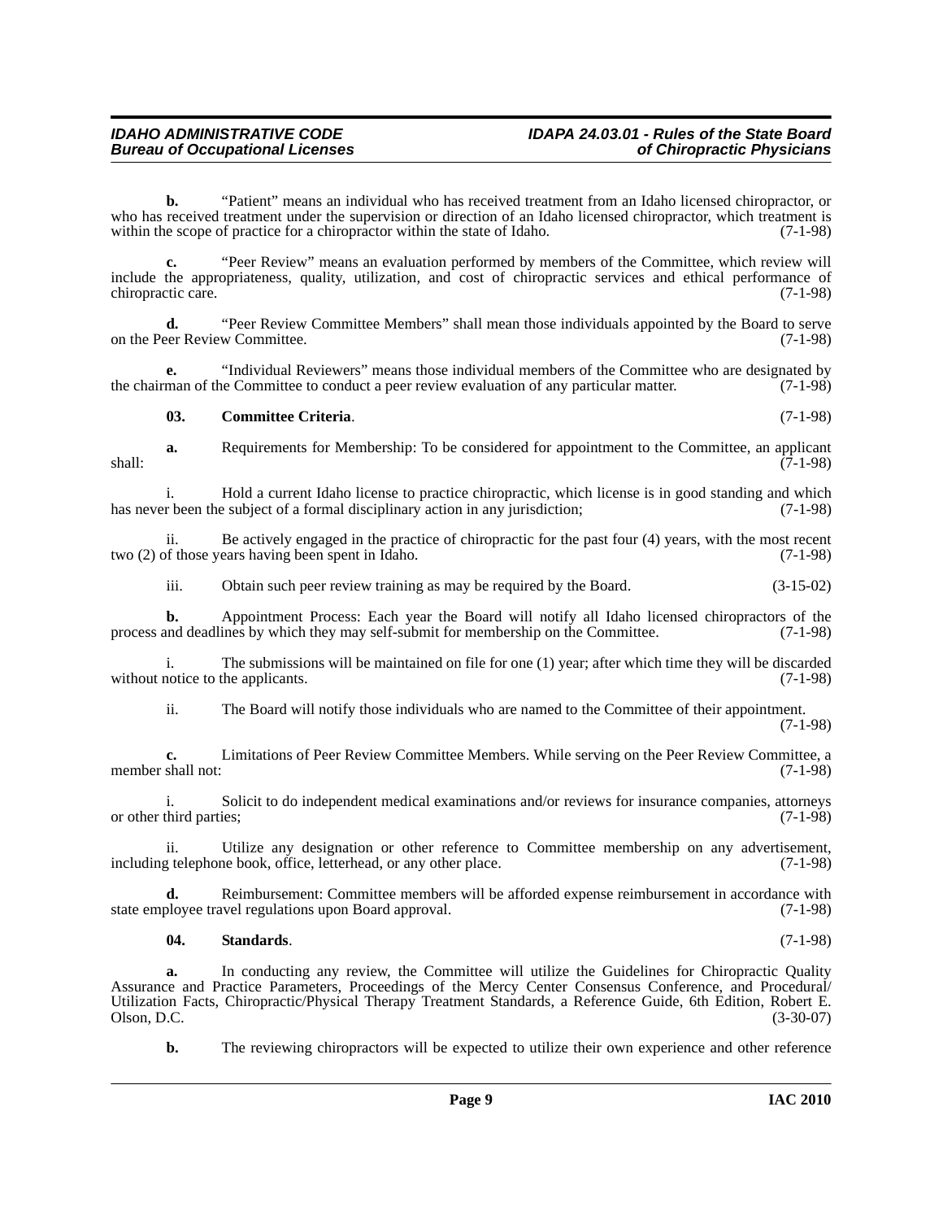**b.** "Patient" means an individual who has received treatment from an Idaho licensed chiropractor, or who has received treatment under the supervision or direction of an Idaho licensed chiropractor, which treatment is within the scope of practice for a chiropractor within the state of Idaho. (7-1-98)

**c.** "Peer Review" means an evaluation performed by members of the Committee, which review will include the appropriateness, quality, utilization, and cost of chiropractic services and ethical performance of chiropractic care. (7-1-98)

**d.** "Peer Review Committee Members" shall mean those individuals appointed by the Board to serve on the Peer Review Committee. (7-1-98)

**e.** "Individual Reviewers" means those individual members of the Committee who are designated by the chairman of the Committee to conduct a peer review evaluation of any particular matter. (7-1-98)

**03. Committee Criteria**. (7-1-98)

**a.** Requirements for Membership: To be considered for appointment to the Committee, an applicant shall: (7-1-98)

i. Hold a current Idaho license to practice chiropractic, which license is in good standing and which has never been the subject of a formal disciplinary action in any jurisdiction; (7-1-98)

ii. Be actively engaged in the practice of chiropractic for the past four (4) years, with the most recent two (2) of those years having been spent in Idaho. (7-1-98)

iii. Obtain such peer review training as may be required by the Board. (3-15-02)

**b.** Appointment Process: Each year the Board will notify all Idaho licensed chiropractors of the process and deadlines by which they may self-submit for membership on the Committee. (7-1-98)

i. The submissions will be maintained on file for one (1) year; after which time they will be discarded without notice to the applicants. (7-1-98)

ii. The Board will notify those individuals who are named to the Committee of their appointment. (7-1-98)

**c.** Limitations of Peer Review Committee Members. While serving on the Peer Review Committee, a member shall not: (7-1-98)

i. Solicit to do independent medical examinations and/or reviews for insurance companies, attorneys or other third parties; (7-1-98)

ii. Utilize any designation or other reference to Committee membership on any advertisement, including telephone book, office, letterhead, or any other place. (7-1-98)

**d.** Reimbursement: Committee members will be afforded expense reimbursement in accordance with state employee travel regulations upon Board approval. (7-1-98)

**04. Standards**. (7-1-98)

**a.** In conducting any review, the Committee will utilize the Guidelines for Chiropractic Quality Assurance and Practice Parameters, Proceedings of the Mercy Center Consensus Conference, and Procedural/ Utilization Facts, Chiropractic/Physical Therapy Treatment Standards, a Reference Guide, 6th Edition, Robert E. Olson, D.C. (3-30-07)

**b.** The reviewing chiropractors will be expected to utilize their own experience and other reference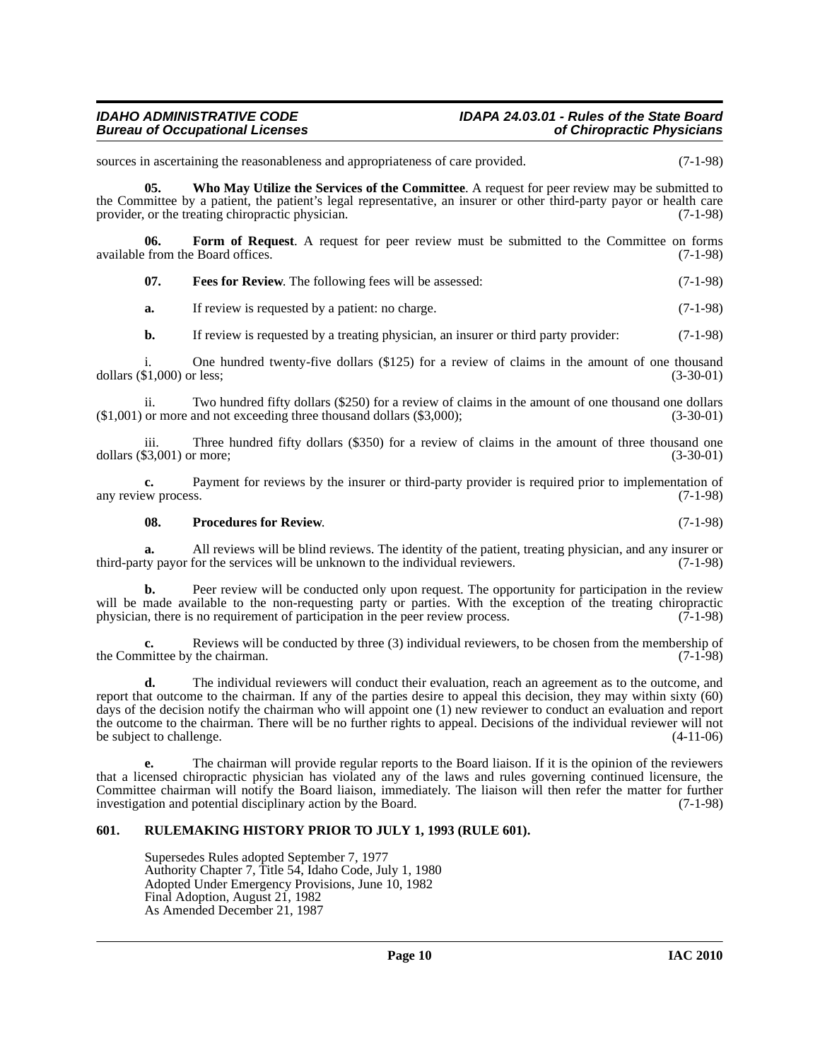sources in ascertaining the reasonableness and appropriateness of care provided. (7-1-98)

**05. Who May Utilize the Services of the Committee**. A request for peer review may be submitted to the Committee by a patient, the patient's legal representative, an insurer or other third-party payor or health care provider, or the treating chiropractic physician. (7-1-98)

**06. Form of Request**. A request for peer review must be submitted to the Committee on forms available from the Board offices. (7-1-98)

**07. Fees for Review**. The following fees will be assessed: (7-1-98)

**a.** If review is requested by a patient: no charge. (7-1-98)

**b.** If review is requested by a treating physician, an insurer or third party provider: (7-1-98)

i. One hundred twenty-five dollars ($125) for a review of claims in the amount of one thousand dollars ($1,000) or less; (3-30-01)

ii. Two hundred fifty dollars ($250) for a review of claims in the amount of one thousand one dollars ($1,001) or more and not exceeding three thousand dollars ($3,000); (3-30-01)

iii. Three hundred fifty dollars ($350) for a review of claims in the amount of three thousand one dollars ($3,001) or more; (3-30-01)

**c.** Payment for reviews by the insurer or third-party provider is required prior to implementation of any review process. (7-1-98)

**08. Procedures for Review**. (7-1-98)

**a.** All reviews will be blind reviews. The identity of the patient, treating physician, and any insurer or third-party payor for the services will be unknown to the individual reviewers. (7-1-98)

**b.** Peer review will be conducted only upon request. The opportunity for participation in the review will be made available to the non-requesting party or parties. With the exception of the treating chiropractic physician, there is no requirement of participation in the peer review process. (7-1-98)

**c.** Reviews will be conducted by three (3) individual reviewers, to be chosen from the membership of the Committee by the chairman. (7-1-98)

**d.** The individual reviewers will conduct their evaluation, reach an agreement as to the outcome, and report that outcome to the chairman. If any of the parties desire to appeal this decision, they may within sixty (60) days of the decision notify the chairman who will appoint one (1) new reviewer to conduct an evaluation and report the outcome to the chairman. There will be no further rights to appeal. Decisions of the individual reviewer will not be subject to challenge. (4-11-06)

**e.** The chairman will provide regular reports to the Board liaison. If it is the opinion of the reviewers that a licensed chiropractic physician has violated any of the laws and rules governing continued licensure, the Committee chairman will notify the Board liaison, immediately. The liaison will then refer the matter for further investigation and potential disciplinary action by the Board. (7-1-98)

## 601. RULEMAKING HISTORY PRIOR TO JULY 1, 1993 (RULE 601).

Supersedes Rules adopted September 7, 1977
Authority Chapter 7, Title 54, Idaho Code, July 1, 1980
Adopted Under Emergency Provisions, June 10, 1982
Final Adoption, August 21, 1982
As Amended December 21, 1987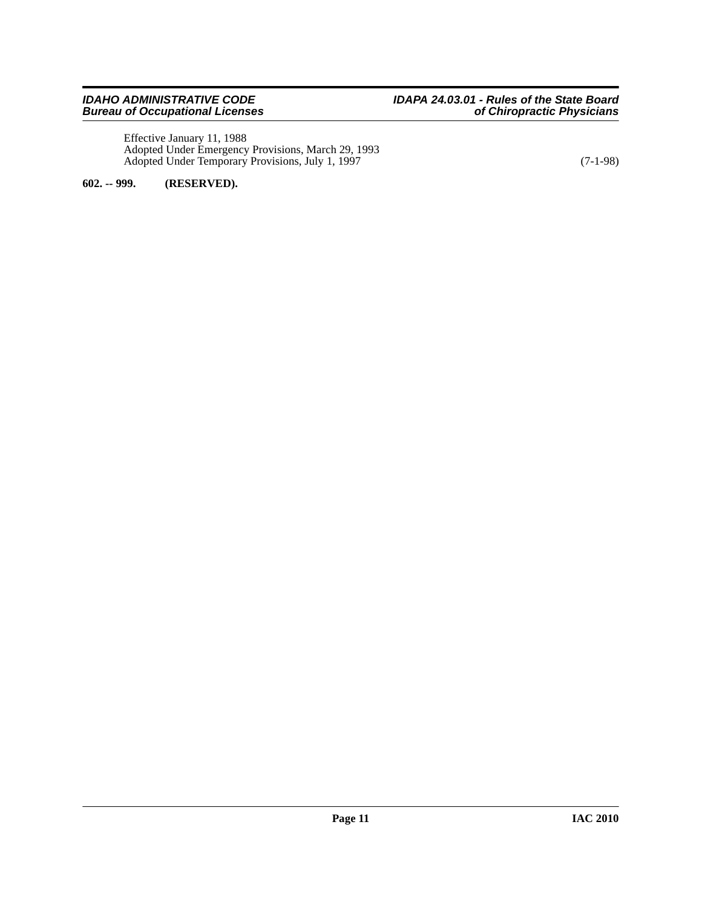Effective January 11, 1988
Adopted Under Emergency Provisions, March 29, 1993
Adopted Under Temporary Provisions, July 1, 1997 (7-1-98)

**602. -- 999. (RESERVED).**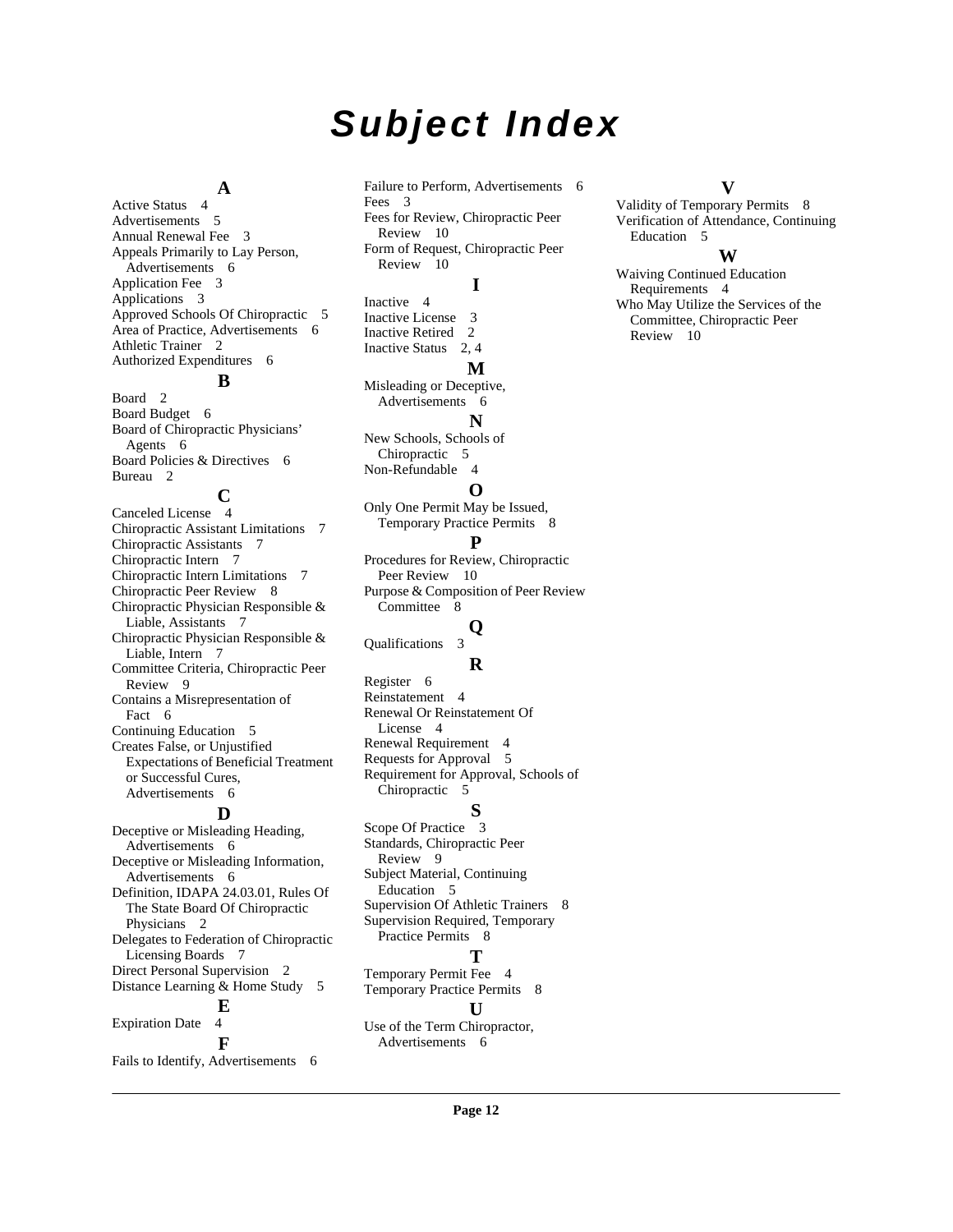# Subject Index

## A

Active Status 4
Advertisements 5
Annual Renewal Fee 3
Appeals Primarily to Lay Person, Advertisements 6
Application Fee 3
Applications 3
Approved Schools Of Chiropractic 5
Area of Practice, Advertisements 6
Athletic Trainer 2
Authorized Expenditures 6

## B

Board 2
Board Budget 6
Board of Chiropractic Physicians' Agents 6
Board Policies & Directives 6
Bureau 2

## C

Canceled License 4
Chiropractic Assistant Limitations 7
Chiropractic Assistants 7
Chiropractic Intern 7
Chiropractic Intern Limitations 7
Chiropractic Peer Review 8
Chiropractic Physician Responsible & Liable, Assistants 7
Chiropractic Physician Responsible & Liable, Intern 7
Committee Criteria, Chiropractic Peer Review 9
Contains a Misrepresentation of Fact 6
Continuing Education 5
Creates False, or Unjustified Expectations of Beneficial Treatment or Successful Cures, Advertisements 6

## D

Deceptive or Misleading Heading, Advertisements 6
Deceptive or Misleading Information, Advertisements 6
Definition, IDAPA 24.03.01, Rules Of The State Board Of Chiropractic Physicians 2
Delegates to Federation of Chiropractic Licensing Boards 7
Direct Personal Supervision 2
Distance Learning & Home Study 5

## E

Expiration Date 4

## F

Fails to Identify, Advertisements 6
Failure to Perform, Advertisements 6
Fees 3
Fees for Review, Chiropractic Peer Review 10
Form of Request, Chiropractic Peer Review 10

## I

Inactive 4
Inactive License 3
Inactive Retired 2
Inactive Status 2, 4

## M

Misleading or Deceptive, Advertisements 6

## N

New Schools, Schools of Chiropractic 5
Non-Refundable 4

## O

Only One Permit May be Issued, Temporary Practice Permits 8

## P

Procedures for Review, Chiropractic Peer Review 10
Purpose & Composition of Peer Review Committee 8

## Q

Qualifications 3

## R

Register 6
Reinstatement 4
Renewal Or Reinstatement Of License 4
Renewal Requirement 4
Requests for Approval 5
Requirement for Approval, Schools of Chiropractic 5

## S

Scope Of Practice 3
Standards, Chiropractic Peer Review 9
Subject Material, Continuing Education 5
Supervision Of Athletic Trainers 8
Supervision Required, Temporary Practice Permits 8

## T

Temporary Permit Fee 4
Temporary Practice Permits 8

## U

Use of the Term Chiropractor, Advertisements 6

## V

Validity of Temporary Permits 8
Verification of Attendance, Continuing Education 5

## W

Waiving Continued Education Requirements 4
Who May Utilize the Services of the Committee, Chiropractic Peer Review 10